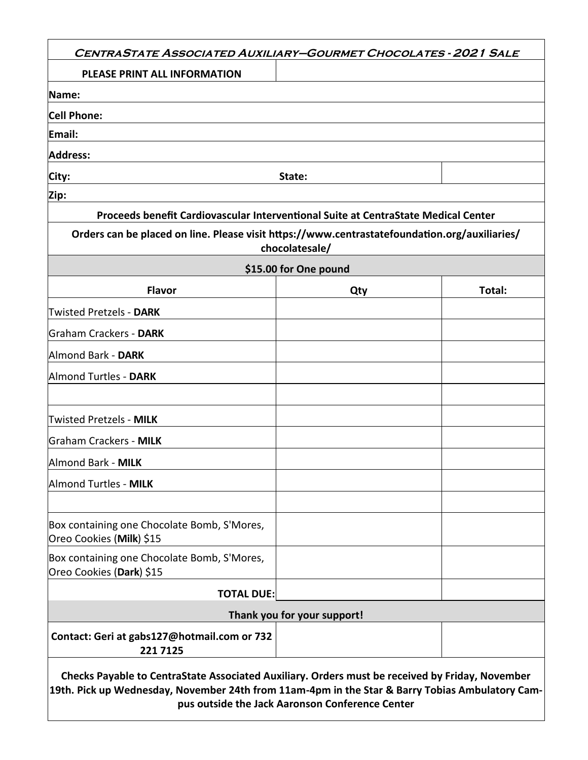# *CentraState Associated Auxiliary–Gourmet Chocolates - 2021 Sale*

**PLEASE PRINT ALL INFORMATION**

**Name:**

**Cell Phone:**

**Email:**

**Address:**

**City:** **State:**

**Zip:**

**Proceeds benefit Cardiovascular Interventional Suite at CentraState Medical Center**

**Orders can be placed on line. Please visit https://www.centrastatefoundation.org/auxiliaries/chocolatesale/**

**$15.00 for One pound**

| **Flavor** | **Qty** | **Total:** |
|---|---|---|
| Twisted Pretzels - **DARK** | | |
| Graham Crackers - **DARK** | | |
| Almond Bark - **DARK** | | |
| Almond Turtles - **DARK** | | |
| | | |
| Twisted Pretzels - **MILK** | | |
| Graham Crackers - **MILK** | | |
| Almond Bark - **MILK** | | |
| Almond Turtles - **MILK** | | |
| | | |
| Box containing one Chocolate Bomb, S'Mores, Oreo Cookies (**Milk**) $15 | | |
| Box containing one Chocolate Bomb, S'Mores, Oreo Cookies (**Dark**) $15 | | |
| **TOTAL DUE:** | | |

**Thank you for your support!**

**Contact: Geri at gabs127@hotmail.com or 732 221 7125**

**Checks Payable to CentraState Associated Auxiliary. Orders must be received by Friday, November 19th. Pick up Wednesday, November 24th from 11am-4pm in the Star & Barry Tobias Ambulatory Campus outside the Jack Aaronson Conference Center**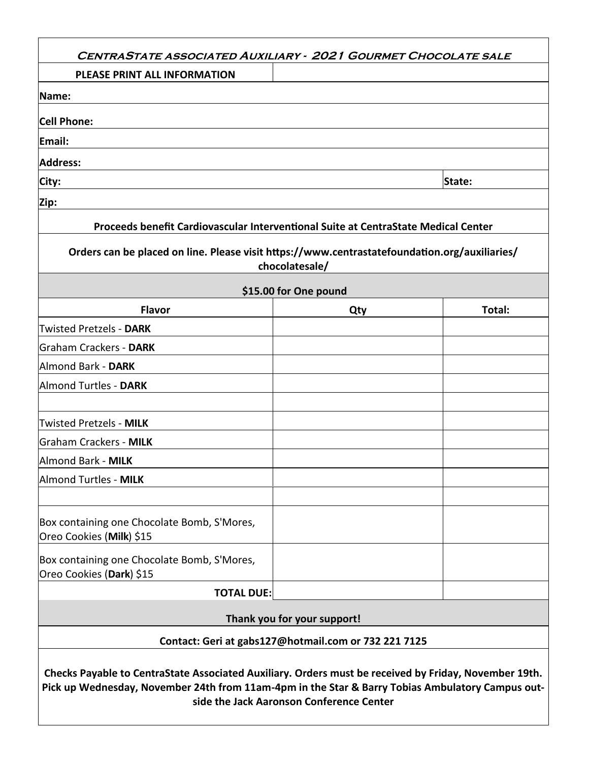## CentraState associated Auxiliary - 2021 Gourmet Chocolate sale

**PLEASE PRINT ALL INFORMATION**

**Name:**

**Cell Phone:**

**Email:**

**Address:**

**City:** **State:**

**Zip:**

**Proceeds benefit Cardiovascular Interventional Suite at CentraState Medical Center**

**Orders can be placed on line. Please visit https://www.centrastatefoundation.org/auxiliaries/chocolatesale/**

**$15.00 for One pound**

| Flavor | Qty | Total: |
|---|---|---|
| Twisted Pretzels - **DARK** | | |
| Graham Crackers - **DARK** | | |
| Almond Bark - **DARK** | | |
| Almond Turtles - **DARK** | | |
| | | |
| Twisted Pretzels - **MILK** | | |
| Graham Crackers - **MILK** | | |
| Almond Bark - **MILK** | | |
| Almond Turtles - **MILK** | | |
| | | |
| Box containing one Chocolate Bomb, S'Mores, Oreo Cookies (**Milk**) $15 | | |
| Box containing one Chocolate Bomb, S'Mores, Oreo Cookies (**Dark**) $15 | | |
| **TOTAL DUE:** | | |

**Thank you for your support!**

**Contact: Geri at gabs127@hotmail.com or 732 221 7125**

**Checks Payable to CentraState Associated Auxiliary. Orders must be received by Friday, November 19th. Pick up Wednesday, November 24th from 11am-4pm in the Star & Barry Tobias Ambulatory Campus outside the Jack Aaronson Conference Center**